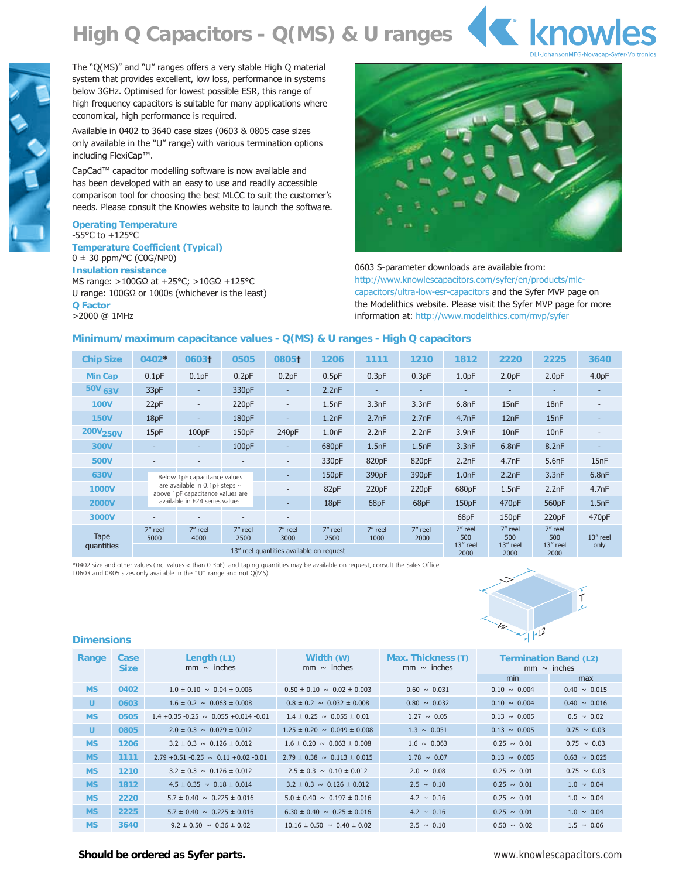# High Q Capacitors - Q(MS) & U ranges

The "Q(MS)" and "U" ranges offers a very stable High Q material system that provides excellent, low loss, performance in systems below 3GHz. Optimised for lowest possible ESR, this range of high frequency capacitors is suitable for many applications where economical, high performance is required.

Available in 0402 to 3640 case sizes (0603 & 0805 case sizes only available in the "U" range) with various termination options including FlexiCap™.

CapCad™ capacitor modelling software is now available and has been developed with an easy to use and readily accessible comparison tool for choosing the best MLCC to suit the customer's needs. Please consult the Knowles website to launch the software.

**Operating Temperature**
-55°C to +125°C

**Temperature Coefficient (Typical)**
0 ± 30 ppm/°C (C0G/NP0)

**Insulation resistance**
MS range: >100GΩ at +25°C; >10GΩ +125°C
U range: 100GΩ or 1000s (whichever is the least)

**Q Factor**
>2000 @ 1MHz

0603 S-parameter downloads are available from: http://www.knowlescapacitors.com/syfer/en/products/mlc-capacitors/ultra-low-esr-capacitors and the Syfer MVP page on the Modelithics website. Please visit the Syfer MVP page for more information at: http://www.modelithics.com/mvp/syfer

## Minimum/maximum capacitance values - Q(MS) & U ranges - High Q capacitors

| Chip Size | 0402* | 0603† | 0505 | 0805† | 1206 | 1111 | 1210 | 1812 | 2220 | 2225 | 3640 |
|---|---|---|---|---|---|---|---|---|---|---|---|
| Min Cap | 0.1pF | 0.1pF | 0.2pF | 0.2pF | 0.5pF | 0.3pF | 0.3pF | 1.0pF | 2.0pF | 2.0pF | 4.0pF |
| 50V 63V | 33pF | - | 330pF | - | 2.2nF | - | - | - | - | - | - |
| 100V | 22pF | - | 220pF | - | 1.5nF | 3.3nF | 3.3nF | 6.8nF | 15nF | 18nF | - |
| 150V | 18pF | - | 180pF | - | 1.2nF | 2.7nF | 2.7nF | 4.7nF | 12nF | 15nF | - |
| 200V 250V | 15pF | 100pF | 150pF | 240pF | 1.0nF | 2.2nF | 2.2nF | 3.9nF | 10nF | 10nF | - |
| 300V | - | - | 100pF | - | 680pF | 1.5nF | 1.5nF | 3.3nF | 6.8nF | 8.2nF | - |
| 500V | - | - | - | - | 330pF | 820pF | 820pF | 2.2nF | 4.7nF | 5.6nF | 15nF |
| 630V | Below 1pF capacitance values are available in 0.1pF steps ~ above 1pF capacitance values are available in E24 series values. | | | - | 150pF | 390pF | 390pF | 1.0nF | 2.2nF | 3.3nF | 6.8nF |
| 1000V | | | | - | 82pF | 220pF | 220pF | 680pF | 1.5nF | 2.2nF | 4.7nF |
| 2000V | | | | - | 18pF | 68pF | 68pF | 150pF | 470pF | 560pF | 1.5nF |
| 3000V | - | - | - | - | | | | 68pF | 150pF | 220pF | 470pF |
| Tape quantities | 7" reel 5000 | 7" reel 4000 | 7" reel 2500 | 7" reel 3000 | 7" reel 2500 | 7" reel 1000 | 7" reel 2000 | 7" reel 500 13" reel 2000 | 7" reel 500 13" reel 2000 | 7" reel 500 13" reel 2000 | 13" reel only |
| | 13" reel quantities available on request | | | | | | | | | | |

*0402 size and other values (inc. values < than 0.3pF) and taping quantities may be available on request, consult the Sales Office.
†0603 and 0805 sizes only available in the "U" range and not Q(MS)

## Dimensions

| Range | Case Size | Length (L1) mm ~ inches | Width (W) mm ~ inches | Max. Thickness (T) mm ~ inches | Termination Band (L2) mm ~ inches min | max |
|---|---|---|---|---|---|---|
| MS | 0402 | 1.0 ± 0.10 ~ 0.04 ± 0.006 | 0.50 ± 0.10 ~ 0.02 ± 0.003 | 0.60 ~ 0.031 | 0.10 ~ 0.004 | 0.40 ~ 0.015 |
| U | 0603 | 1.6 ± 0.2 ~ 0.063 ± 0.008 | 0.8 ± 0.2 ~ 0.032 ± 0.008 | 0.80 ~ 0.032 | 0.10 ~ 0.004 | 0.40 ~ 0.016 |
| MS | 0505 | 1.4 +0.35 -0.25 ~ 0.055 +0.014 -0.01 | 1.4 ± 0.25 ~ 0.055 ± 0.01 | 1.27 ~ 0.05 | 0.13 ~ 0.005 | 0.5 ~ 0.02 |
| U | 0805 | 2.0 ± 0.3 ~ 0.079 ± 0.012 | 1.25 ± 0.20 ~ 0.049 ± 0.008 | 1.3 ~ 0.051 | 0.13 ~ 0.005 | 0.75 ~ 0.03 |
| MS | 1206 | 3.2 ± 0.3 ~ 0.126 ± 0.012 | 1.6 ± 0.20 ~ 0.063 ± 0.008 | 1.6 ~ 0.063 | 0.25 ~ 0.01 | 0.75 ~ 0.03 |
| MS | 1111 | 2.79 +0.51 -0.25 ~ 0.11 +0.02 -0.01 | 2.79 ± 0.38 ~ 0.113 ± 0.015 | 1.78 ~ 0.07 | 0.13 ~ 0.005 | 0.63 ~ 0.025 |
| MS | 1210 | 3.2 ± 0.3 ~ 0.126 ± 0.012 | 2.5 ± 0.3 ~ 0.10 ± 0.012 | 2.0 ~ 0.08 | 0.25 ~ 0.01 | 0.75 ~ 0.03 |
| MS | 1812 | 4.5 ± 0.35 ~ 0.18 ± 0.014 | 3.2 ± 0.3 ~ 0.126 ± 0.012 | 2.5 ~ 0.10 | 0.25 ~ 0.01 | 1.0 ~ 0.04 |
| MS | 2220 | 5.7 ± 0.40 ~ 0.225 ± 0.016 | 5.0 ± 0.40 ~ 0.197 ± 0.016 | 4.2 ~ 0.16 | 0.25 ~ 0.01 | 1.0 ~ 0.04 |
| MS | 2225 | 5.7 ± 0.40 ~ 0.225 ± 0.016 | 6.30 ± 0.40 ~ 0.25 ± 0.016 | 4.2 ~ 0.16 | 0.25 ~ 0.01 | 1.0 ~ 0.04 |
| MS | 3640 | 9.2 ± 0.50 ~ 0.36 ± 0.02 | 10.16 ± 0.50 ~ 0.40 ± 0.02 | 2.5 ~ 0.10 | 0.50 ~ 0.02 | 1.5 ~ 0.06 |

**Should be ordered as Syfer parts.**

www.knowlescapacitors.com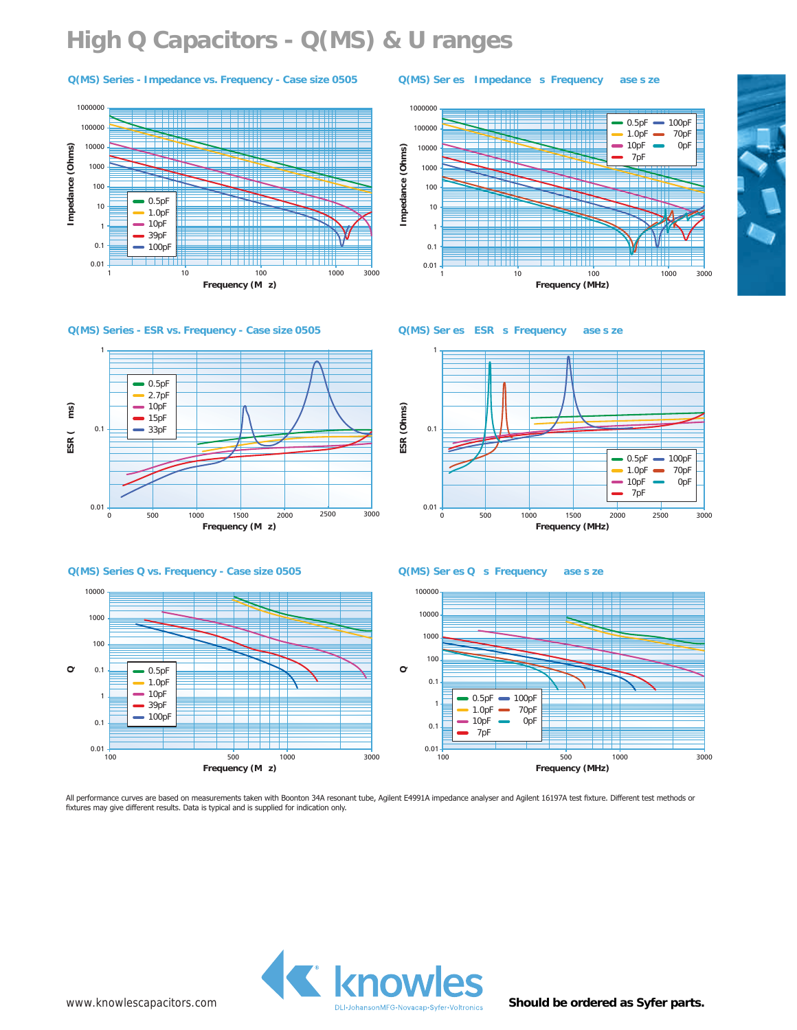# High Q Capacitors - Q(MS) & U ranges

## Q(MS) Series - Impedance vs. Frequency - Case size 0505

1000000
100000
10000
1000
100
10
1
0.1
0.01

Impedance (Ohms)

1
10
100
1000
3000

Frequency (M z)

0.5pF
1.0pF
10pF
39pF
100pF

## Q(MS) Ser es Impedance s Frequency ase s ze

1000000
100000
10000
1000
100
10
1
0.1
0.01

Impedance (Ohms)

1
10
100
1000
3000

Frequency (MHz)

0.5pF
1.0pF
10pF
7pF
100pF
70pF
0pF

## Q(MS) Series - ESR vs. Frequency - Case size 0505

1
0.1
0.01

ESR ( ms)

0
500
1000
1500
2000
2500
3000

Frequency (M z)

0.5pF
2.7pF
10pF
15pF
33pF

## Q(MS) Ser es ESR s Frequency ase s ze

1
0.1
0.01

ESR (Ohms)

0
500
1000
1500
2000
2500
3000

Frequency (MHz)

0.5pF
1.0pF
10pF
7pF
100pF
70pF
0pF

## Q(MS) Series Q vs. Frequency - Case size 0505

10000
1000
100
0.1
1
0.1
0.01

Q

100
500
1000
3000

Frequency (M z)

0.5pF
1.0pF
10pF
39pF
100pF

## Q(MS) Ser es Q s Frequency ase s ze

100000
10000
1000
100
0.1
1
0.1
0.01

Q

100
500
1000
3000

Frequency (MHz)

0.5pF
1.0pF
10pF
7pF
100pF
70pF
0pF

All performance curves are based on measurements taken with Boonton 34A resonant tube, Agilent E4991A impedance analyser and Agilent 16197A test fixture. Different test methods or fixtures may give different results. Data is typical and is supplied for indication only.

www.knowlescapacitors.com

knowles
DLI-JohansonMFG-Novacap-Syfer-Voltronics

**Should be ordered as Syfer parts.**